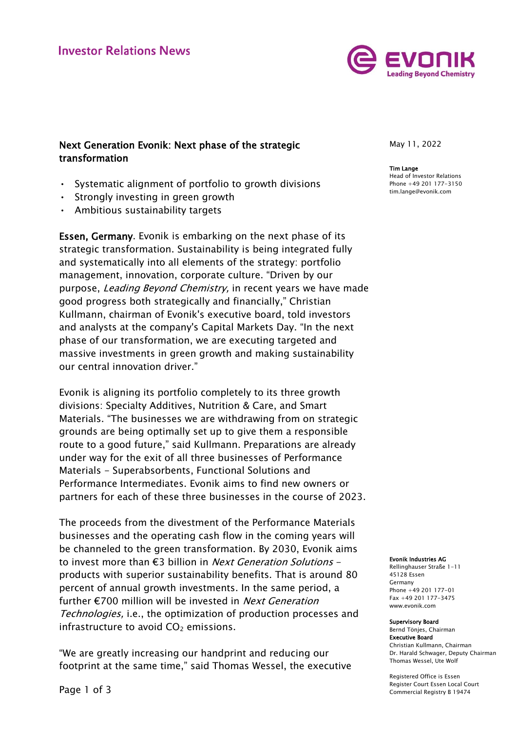Investor Relations News

# Next Generation Evonik: Next phase of the strategic transformation

May 11, 2022

**Tim Lange**
Head of Investor Relations
Phone +49 201 177-3150
tim.lange@evonik.com

- Systematic alignment of portfolio to growth divisions
- Strongly investing in green growth
- Ambitious sustainability targets

**Essen, Germany**. Evonik is embarking on the next phase of its strategic transformation. Sustainability is being integrated fully and systematically into all elements of the strategy: portfolio management, innovation, corporate culture. "Driven by our purpose, *Leading Beyond Chemistry,* in recent years we have made good progress both strategically and financially," Christian Kullmann, chairman of Evonik's executive board, told investors and analysts at the company's Capital Markets Day. "In the next phase of our transformation, we are executing targeted and massive investments in green growth and making sustainability our central innovation driver."

Evonik is aligning its portfolio completely to its three growth divisions: Specialty Additives, Nutrition & Care, and Smart Materials. "The businesses we are withdrawing from on strategic grounds are being optimally set up to give them a responsible route to a good future," said Kullmann. Preparations are already under way for the exit of all three businesses of Performance Materials - Superabsorbents, Functional Solutions and Performance Intermediates. Evonik aims to find new owners or partners for each of these three businesses in the course of 2023.

The proceeds from the divestment of the Performance Materials businesses and the operating cash flow in the coming years will be channeled to the green transformation. By 2030, Evonik aims to invest more than €3 billion in *Next Generation Solutions* - products with superior sustainability benefits. That is around 80 percent of annual growth investments. In the same period, a further €700 million will be invested in *Next Generation Technologies,* i.e., the optimization of production processes and infrastructure to avoid $CO_2$ emissions.

"We are greatly increasing our handprint and reducing our footprint at the same time," said Thomas Wessel, the executive

**Evonik Industries AG**
Rellinghauser Straße 1-11
45128 Essen
Germany
Phone +49 201 177-01
Fax +49 201 177-3475
www.evonik.com

**Supervisory Board**
Bernd Tönjes, Chairman
**Executive Board**
Christian Kullmann, Chairman
Dr. Harald Schwager, Deputy Chairman
Thomas Wessel, Ute Wolf

Registered Office is Essen
Register Court Essen Local Court
Commercial Registry B 19474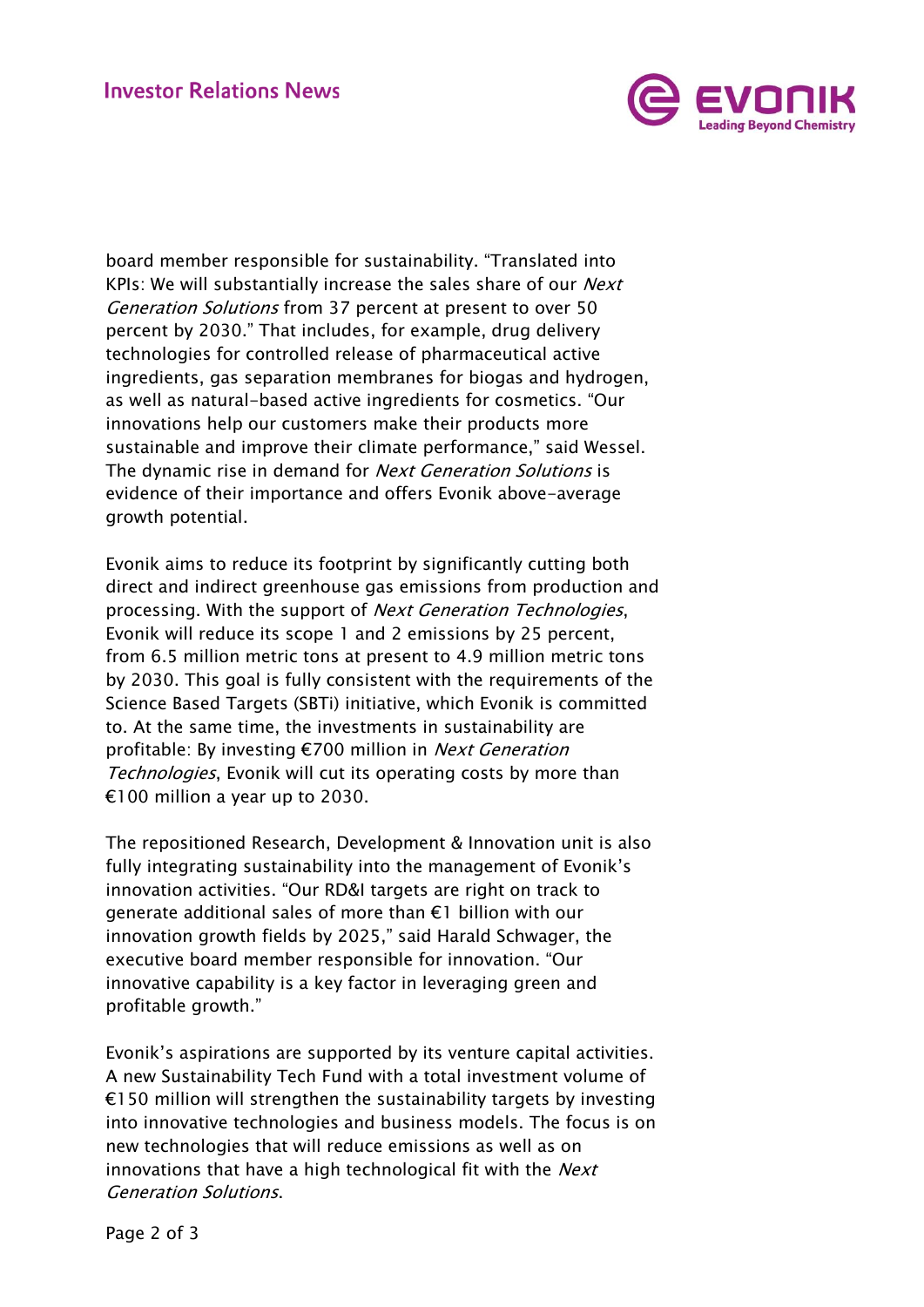board member responsible for sustainability. “Translated into KPIs: We will substantially increase the sales share of our *Next Generation Solutions* from 37 percent at present to over 50 percent by 2030.” That includes, for example, drug delivery technologies for controlled release of pharmaceutical active ingredients, gas separation membranes for biogas and hydrogen, as well as natural-based active ingredients for cosmetics. “Our innovations help our customers make their products more sustainable and improve their climate performance,” said Wessel. The dynamic rise in demand for *Next Generation Solutions* is evidence of their importance and offers Evonik above-average growth potential.

Evonik aims to reduce its footprint by significantly cutting both direct and indirect greenhouse gas emissions from production and processing. With the support of *Next Generation Technologies*, Evonik will reduce its scope 1 and 2 emissions by 25 percent, from 6.5 million metric tons at present to 4.9 million metric tons by 2030. This goal is fully consistent with the requirements of the Science Based Targets (SBTi) initiative, which Evonik is committed to. At the same time, the investments in sustainability are profitable: By investing €700 million in *Next Generation Technologies*, Evonik will cut its operating costs by more than €100 million a year up to 2030.

The repositioned Research, Development & Innovation unit is also fully integrating sustainability into the management of Evonik’s innovation activities. “Our RD&I targets are right on track to generate additional sales of more than €1 billion with our innovation growth fields by 2025,” said Harald Schwager, the executive board member responsible for innovation. “Our innovative capability is a key factor in leveraging green and profitable growth.”

Evonik’s aspirations are supported by its venture capital activities. A new Sustainability Tech Fund with a total investment volume of €150 million will strengthen the sustainability targets by investing into innovative technologies and business models. The focus is on new technologies that will reduce emissions as well as on innovations that have a high technological fit with the *Next Generation Solutions*.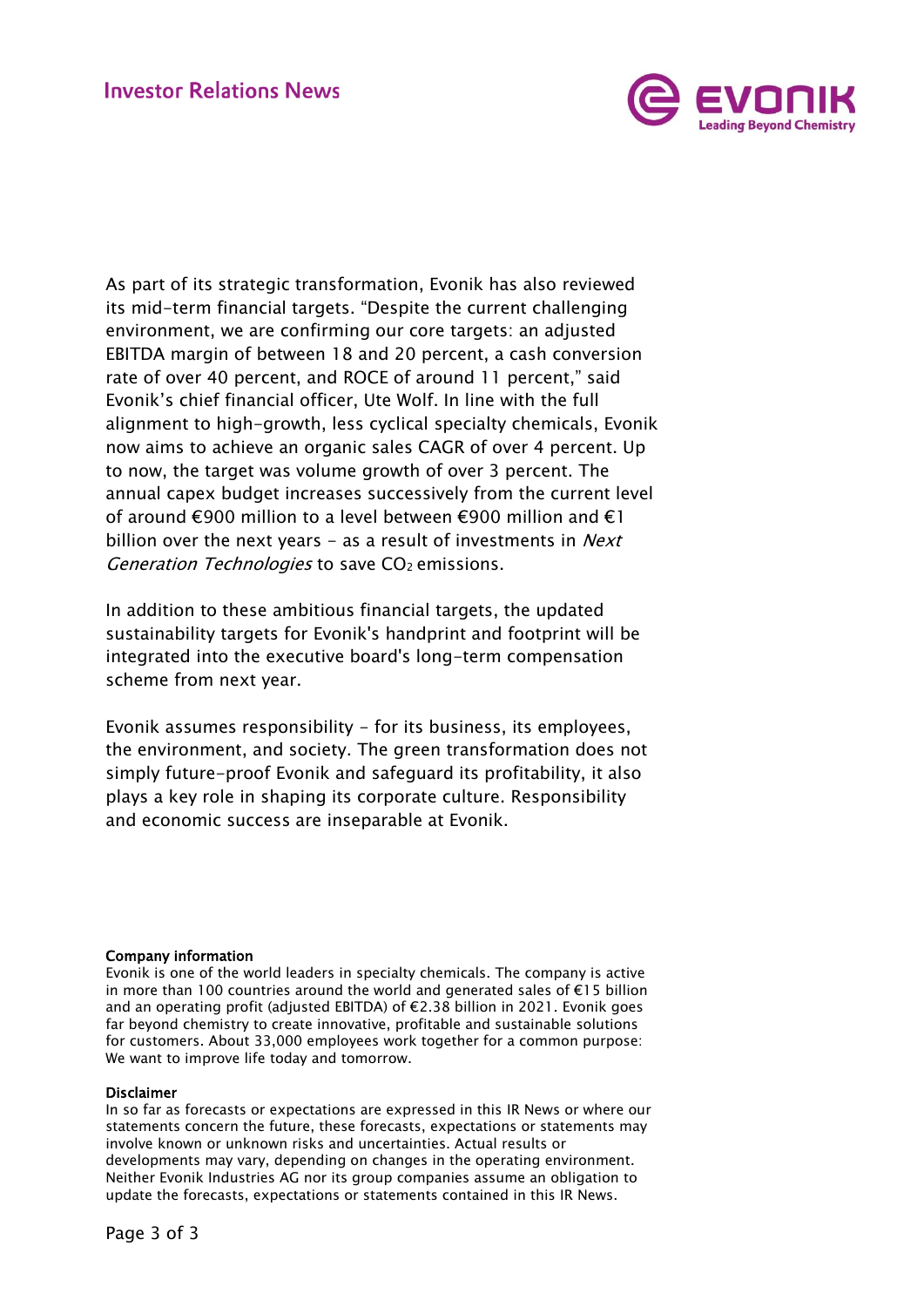As part of its strategic transformation, Evonik has also reviewed its mid-term financial targets. "Despite the current challenging environment, we are confirming our core targets: an adjusted EBITDA margin of between 18 and 20 percent, a cash conversion rate of over 40 percent, and ROCE of around 11 percent," said Evonik's chief financial officer, Ute Wolf. In line with the full alignment to high-growth, less cyclical specialty chemicals, Evonik now aims to achieve an organic sales CAGR of over 4 percent. Up to now, the target was volume growth of over 3 percent. The annual capex budget increases successively from the current level of around €900 million to a level between €900 million and €1 billion over the next years - as a result of investments in *Next Generation Technologies* to save $CO_2$ emissions.

In addition to these ambitious financial targets, the updated sustainability targets for Evonik's handprint and footprint will be integrated into the executive board's long-term compensation scheme from next year.

Evonik assumes responsibility - for its business, its employees, the environment, and society. The green transformation does not simply future-proof Evonik and safeguard its profitability, it also plays a key role in shaping its corporate culture. Responsibility and economic success are inseparable at Evonik.

**Company information**

Evonik is one of the world leaders in specialty chemicals. The company is active in more than 100 countries around the world and generated sales of €15 billion and an operating profit (adjusted EBITDA) of €2.38 billion in 2021. Evonik goes far beyond chemistry to create innovative, profitable and sustainable solutions for customers. About 33,000 employees work together for a common purpose: We want to improve life today and tomorrow.

**Disclaimer**

In so far as forecasts or expectations are expressed in this IR News or where our statements concern the future, these forecasts, expectations or statements may involve known or unknown risks and uncertainties. Actual results or developments may vary, depending on changes in the operating environment. Neither Evonik Industries AG nor its group companies assume an obligation to update the forecasts, expectations or statements contained in this IR News.